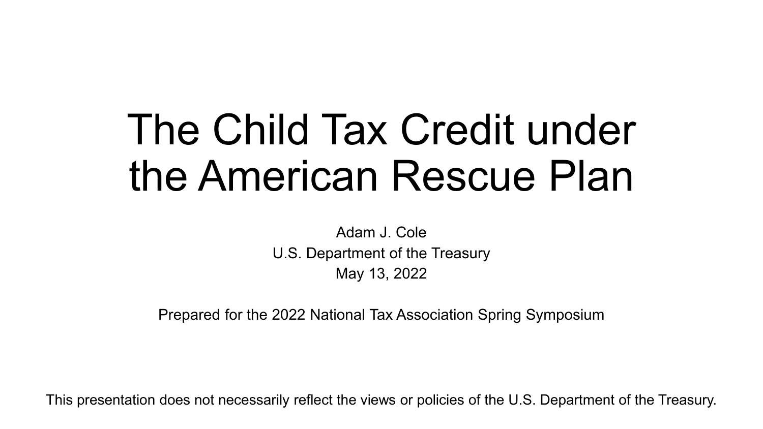# The Child Tax Credit under the American Rescue Plan

Adam J. Cole
U.S. Department of the Treasury
May 13, 2022

Prepared for the 2022 National Tax Association Spring Symposium

This presentation does not necessarily reflect the views or policies of the U.S. Department of the Treasury.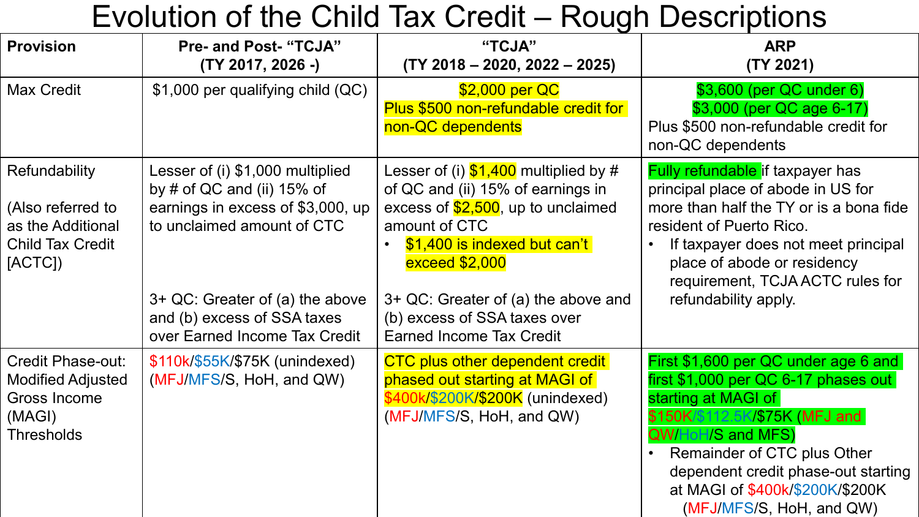# Evolution of the Child Tax Credit – Rough Descriptions

| Provision | Pre- and Post- "TCJA" (TY 2017, 2026 -) | "TCJA" (TY 2018 – 2020, 2022 – 2025) | ARP (TY 2021) |
|---|---|---|---|
| Max Credit | $1,000 per qualifying child (QC) | $2,000 per QC<br>Plus $500 non-refundable credit for non-QC dependents | $3,600 (per QC under 6)<br>$3,000 (per QC age 6-17)<br>Plus $500 non-refundable credit for non-QC dependents |
| Refundability<br><br>(Also referred to as the Additional Child Tax Credit [ACTC]) | Lesser of (i) $1,000 multiplied by # of QC and (ii) 15% of earnings in excess of $3,000, up to unclaimed amount of CTC<br><br>3+ QC: Greater of (a) the above and (b) excess of SSA taxes over Earned Income Tax Credit | Lesser of (i) $1,400 multiplied by # of QC and (ii) 15% of earnings in excess of $2,500, up to unclaimed amount of CTC<br>• $1,400 is indexed but can't exceed $2,000<br><br>3+ QC: Greater of (a) the above and (b) excess of SSA taxes over Earned Income Tax Credit | Fully refundable if taxpayer has principal place of abode in US for more than half the TY or is a bona fide resident of Puerto Rico.<br>• If taxpayer does not meet principal place of abode or residency requirement, TCJA ACTC rules for refundability apply. |
| Credit Phase-out: Modified Adjusted Gross Income (MAGI) Thresholds | $110k/$55K/$75K (unindexed) (MFJ/MFS/S, HoH, and QW) | CTC plus other dependent credit phased out starting at MAGI of $400k/$200K/$200K (unindexed) (MFJ/MFS/S, HoH, and QW) | First $1,600 per QC under age 6 and first $1,000 per QC 6-17 phases out starting at MAGI of $150K/$112.5K/$75K (MFJ and QW/HoH/S and MFS)<br>• Remainder of CTC plus Other dependent credit phase-out starting at MAGI of $400k/$200K/$200K (MFJ/MFS/S, HoH, and QW) |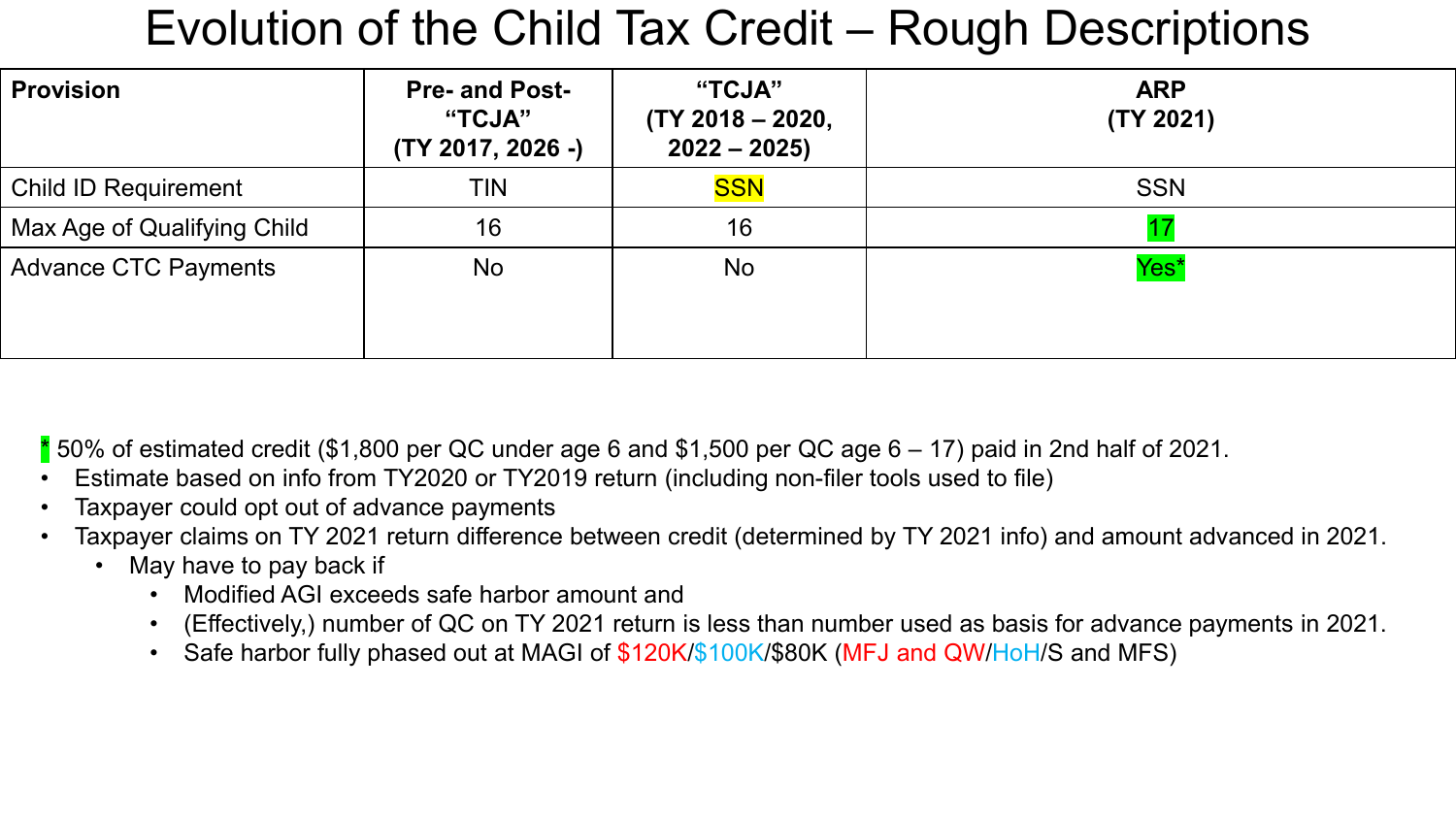# Evolution of the Child Tax Credit – Rough Descriptions

| Provision | Pre- and Post-“TCJA” (TY 2017, 2026 -) | “TCJA” (TY 2018 – 2020, 2022 – 2025) | ARP (TY 2021) |
|---|---|---|---|
| Child ID Requirement | TIN | SSN | SSN |
| Max Age of Qualifying Child | 16 | 16 | 17 |
| Advance CTC Payments | No | No | Yes* |

\* 50% of estimated credit ($1,800 per QC under age 6 and $1,500 per QC age 6 – 17) paid in 2nd half of 2021.

- Estimate based on info from TY2020 or TY2019 return (including non-filer tools used to file)
- Taxpayer could opt out of advance payments
- Taxpayer claims on TY 2021 return difference between credit (determined by TY 2021 info) and amount advanced in 2021.
  - May have to pay back if
    - Modified AGI exceeds safe harbor amount and
    - (Effectively,) number of QC on TY 2021 return is less than number used as basis for advance payments in 2021.
    - Safe harbor fully phased out at MAGI of $120K/$100K/$80K (MFJ and QW/HoH/S and MFS)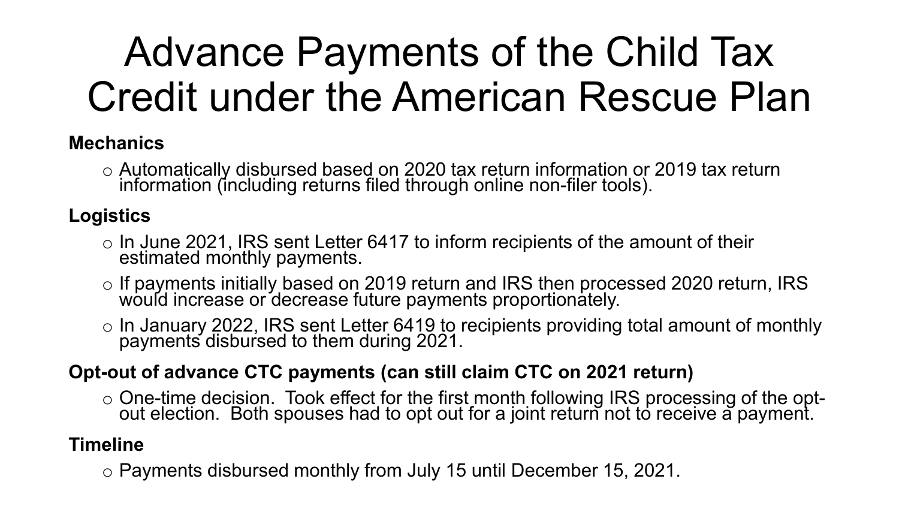# Advance Payments of the Child Tax Credit under the American Rescue Plan

**Mechanics**

- Automatically disbursed based on 2020 tax return information or 2019 tax return information (including returns filed through online non-filer tools).

**Logistics**

- In June 2021, IRS sent Letter 6417 to inform recipients of the amount of their estimated monthly payments.
- If payments initially based on 2019 return and IRS then processed 2020 return, IRS would increase or decrease future payments proportionately.
- In January 2022, IRS sent Letter 6419 to recipients providing total amount of monthly payments disbursed to them during 2021.

**Opt-out of advance CTC payments (can still claim CTC on 2021 return)**

- One-time decision. Took effect for the first month following IRS processing of the opt-out election. Both spouses had to opt out for a joint return not to receive a payment.

**Timeline**

- Payments disbursed monthly from July 15 until December 15, 2021.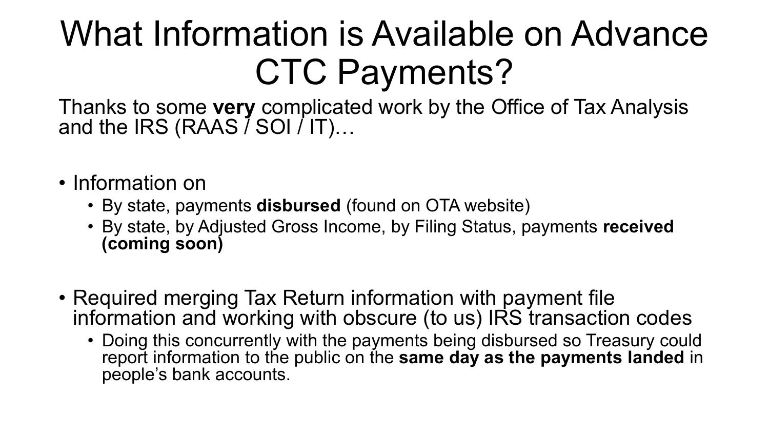# What Information is Available on Advance CTC Payments?

Thanks to some **very** complicated work by the Office of Tax Analysis and the IRS (RAAS / SOI / IT)…

- Information on
  - By state, payments **disbursed** (found on OTA website)
  - By state, by Adjusted Gross Income, by Filing Status, payments **received (coming soon)**

- Required merging Tax Return information with payment file information and working with obscure (to us) IRS transaction codes
  - Doing this concurrently with the payments being disbursed so Treasury could report information to the public on the **same day as the payments landed** in people's bank accounts.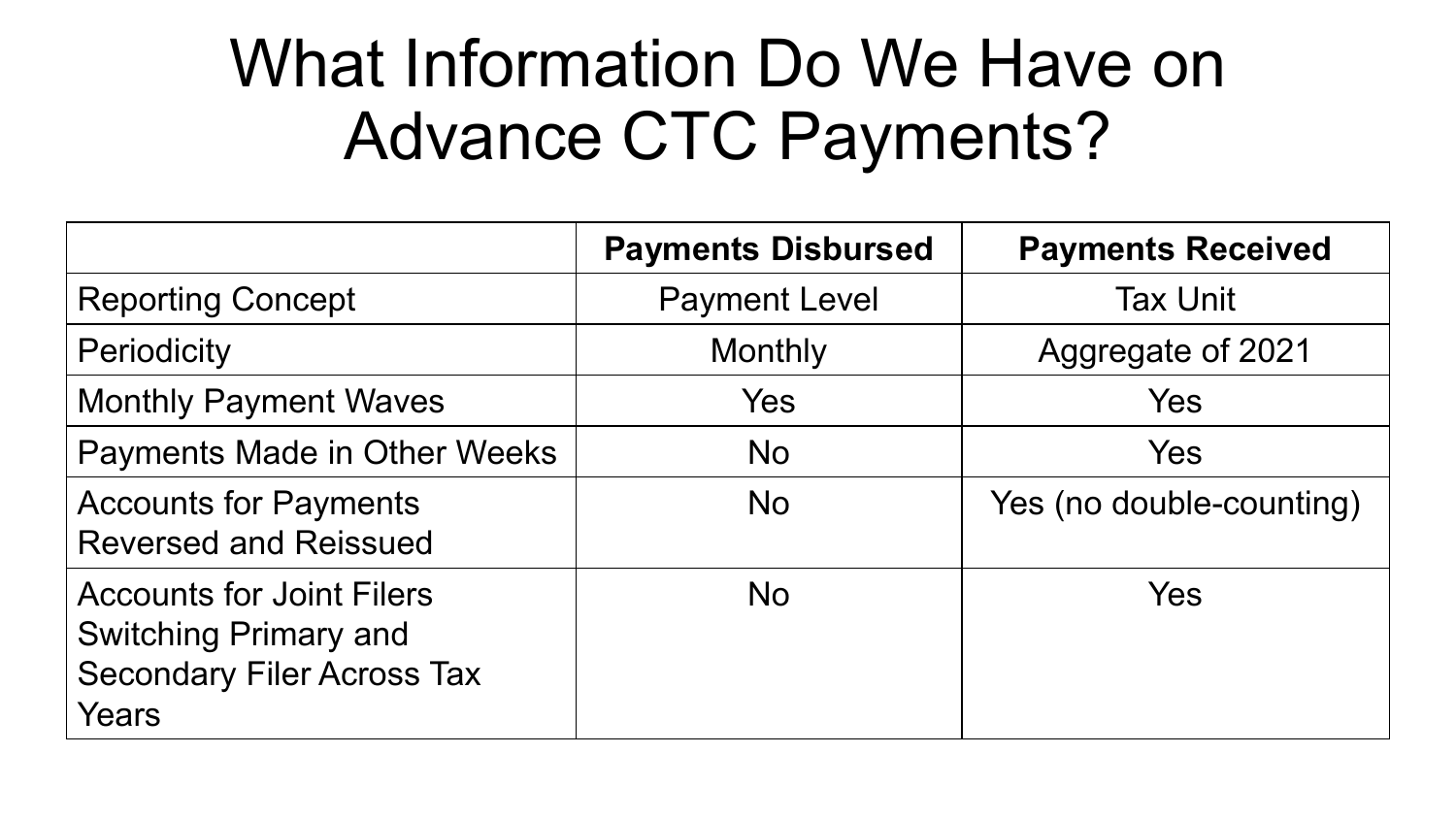# What Information Do We Have on Advance CTC Payments?

| | Payments Disbursed | Payments Received |
|---|---|---|
| Reporting Concept | Payment Level | Tax Unit |
| Periodicity | Monthly | Aggregate of 2021 |
| Monthly Payment Waves | Yes | Yes |
| Payments Made in Other Weeks | No | Yes |
| Accounts for Payments Reversed and Reissued | No | Yes (no double-counting) |
| Accounts for Joint Filers Switching Primary and Secondary Filer Across Tax Years | No | Yes |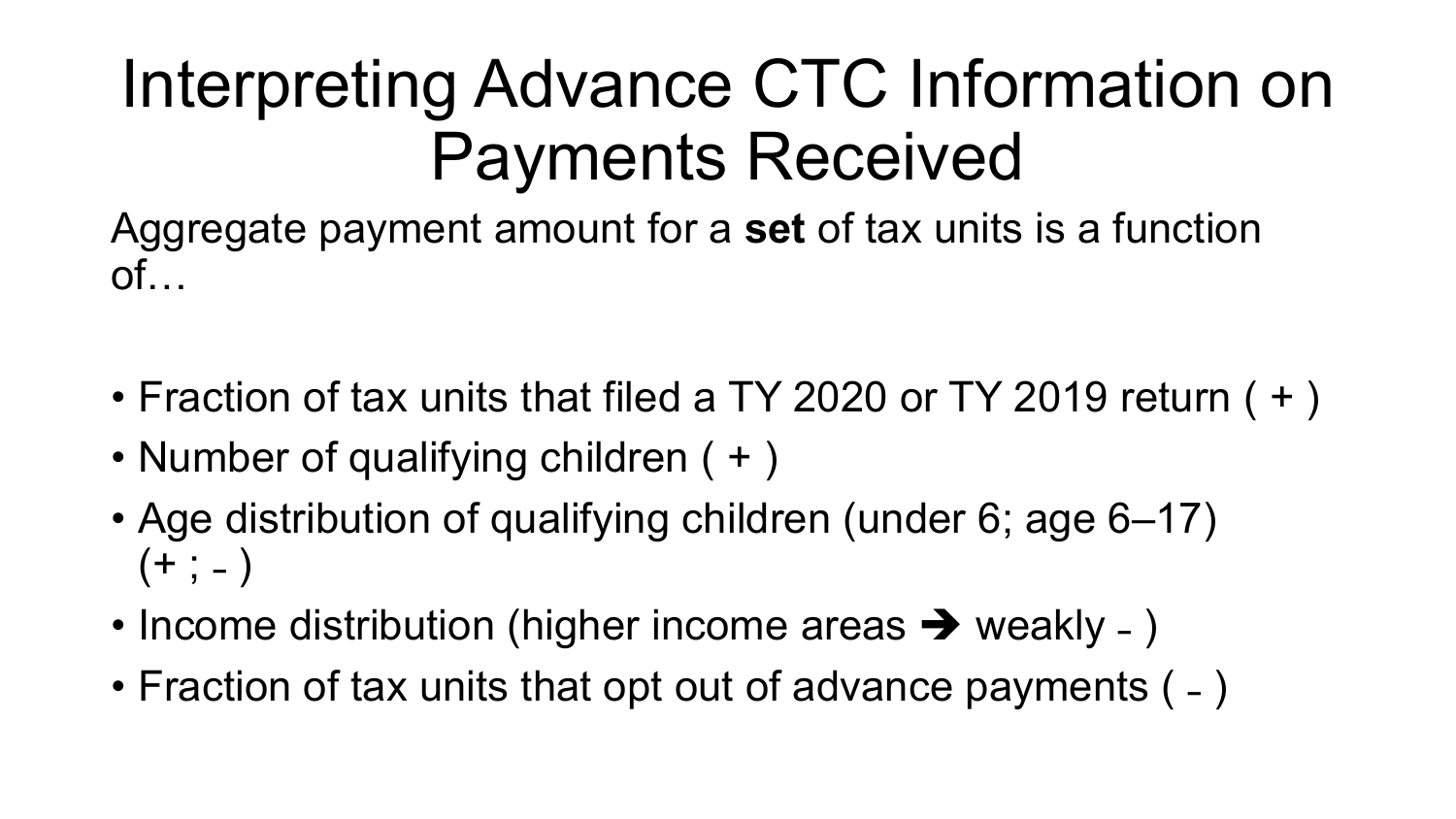# Interpreting Advance CTC Information on Payments Received

Aggregate payment amount for a **set** of tax units is a function of…

- Fraction of tax units that filed a TY 2020 or TY 2019 return ( + )
- Number of qualifying children ( + )
- Age distribution of qualifying children (under 6; age 6–17) (+ ; - )
- Income distribution (higher income areas ➔ weakly - )
- Fraction of tax units that opt out of advance payments ( - )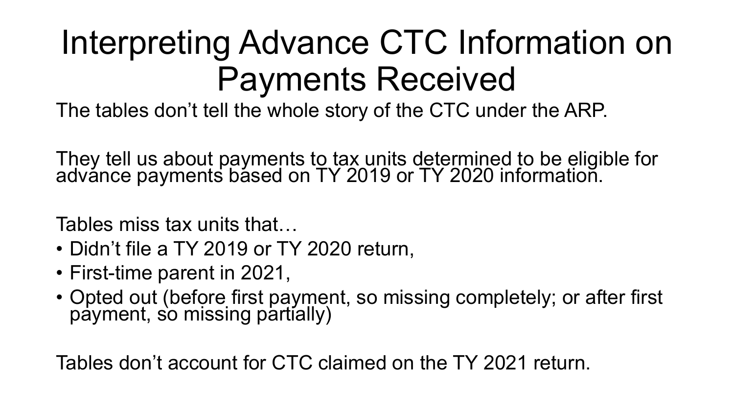# Interpreting Advance CTC Information on Payments Received

The tables don't tell the whole story of the CTC under the ARP.

They tell us about payments to tax units determined to be eligible for advance payments based on TY 2019 or TY 2020 information.

Tables miss tax units that…

- Didn't file a TY 2019 or TY 2020 return,
- First-time parent in 2021,
- Opted out (before first payment, so missing completely; or after first payment, so missing partially)

Tables don't account for CTC claimed on the TY 2021 return.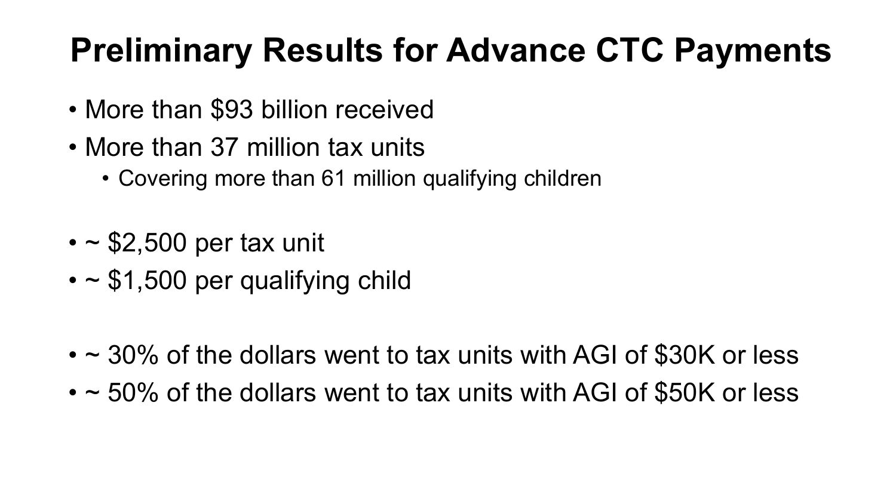# Preliminary Results for Advance CTC Payments

- More than $93 billion received
- More than 37 million tax units
  - Covering more than 61 million qualifying children

- ~ $2,500 per tax unit
- ~ $1,500 per qualifying child

- ~ 30% of the dollars went to tax units with AGI of $30K or less
- ~ 50% of the dollars went to tax units with AGI of $50K or less